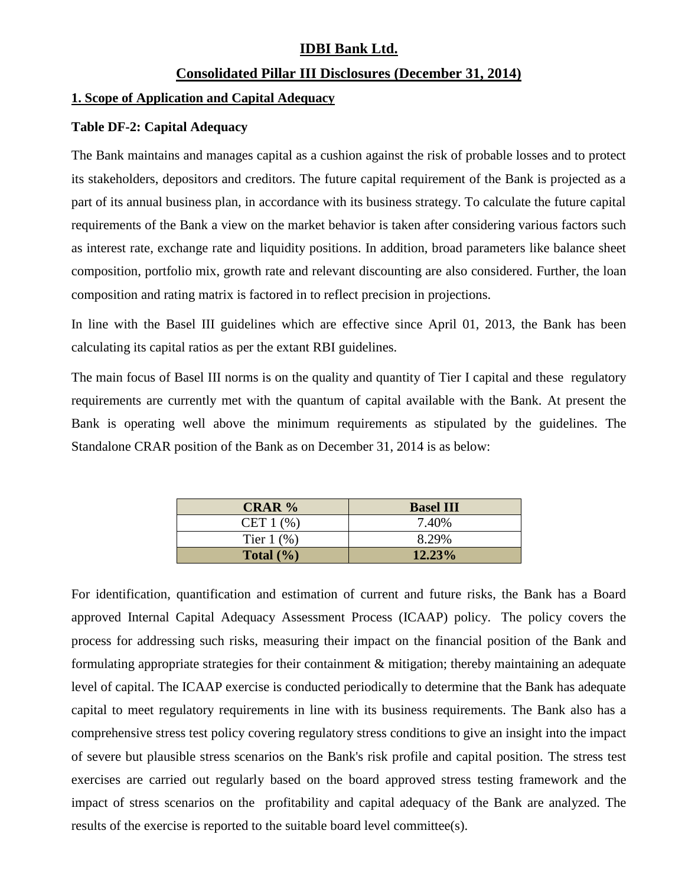# IDBI Bank Ltd.

## Consolidated Pillar III Disclosures (December 31, 2014)

### 1. Scope of Application and Capital Adequacy

**Table DF-2: Capital Adequacy**

The Bank maintains and manages capital as a cushion against the risk of probable losses and to protect its stakeholders, depositors and creditors. The future capital requirement of the Bank is projected as a part of its annual business plan, in accordance with its business strategy. To calculate the future capital requirements of the Bank a view on the market behavior is taken after considering various factors such as interest rate, exchange rate and liquidity positions. In addition, broad parameters like balance sheet composition, portfolio mix, growth rate and relevant discounting are also considered. Further, the loan composition and rating matrix is factored in to reflect precision in projections.

In line with the Basel III guidelines which are effective since April 01, 2013, the Bank has been calculating its capital ratios as per the extant RBI guidelines.

The main focus of Basel III norms is on the quality and quantity of Tier I capital and these regulatory requirements are currently met with the quantum of capital available with the Bank. At present the Bank is operating well above the minimum requirements as stipulated by the guidelines. The Standalone CRAR position of the Bank as on December 31, 2014 is as below:

| **CRAR %** | **Basel III** |
|---|---|
| CET 1 (%) | 7.40% |
| Tier 1 (%) | 8.29% |
| **Total (%)** | **12.23%** |

For identification, quantification and estimation of current and future risks, the Bank has a Board approved Internal Capital Adequacy Assessment Process (ICAAP) policy. The policy covers the process for addressing such risks, measuring their impact on the financial position of the Bank and formulating appropriate strategies for their containment & mitigation; thereby maintaining an adequate level of capital. The ICAAP exercise is conducted periodically to determine that the Bank has adequate capital to meet regulatory requirements in line with its business requirements. The Bank also has a comprehensive stress test policy covering regulatory stress conditions to give an insight into the impact of severe but plausible stress scenarios on the Bank's risk profile and capital position. The stress test exercises are carried out regularly based on the board approved stress testing framework and the impact of stress scenarios on the profitability and capital adequacy of the Bank are analyzed. The results of the exercise is reported to the suitable board level committee(s).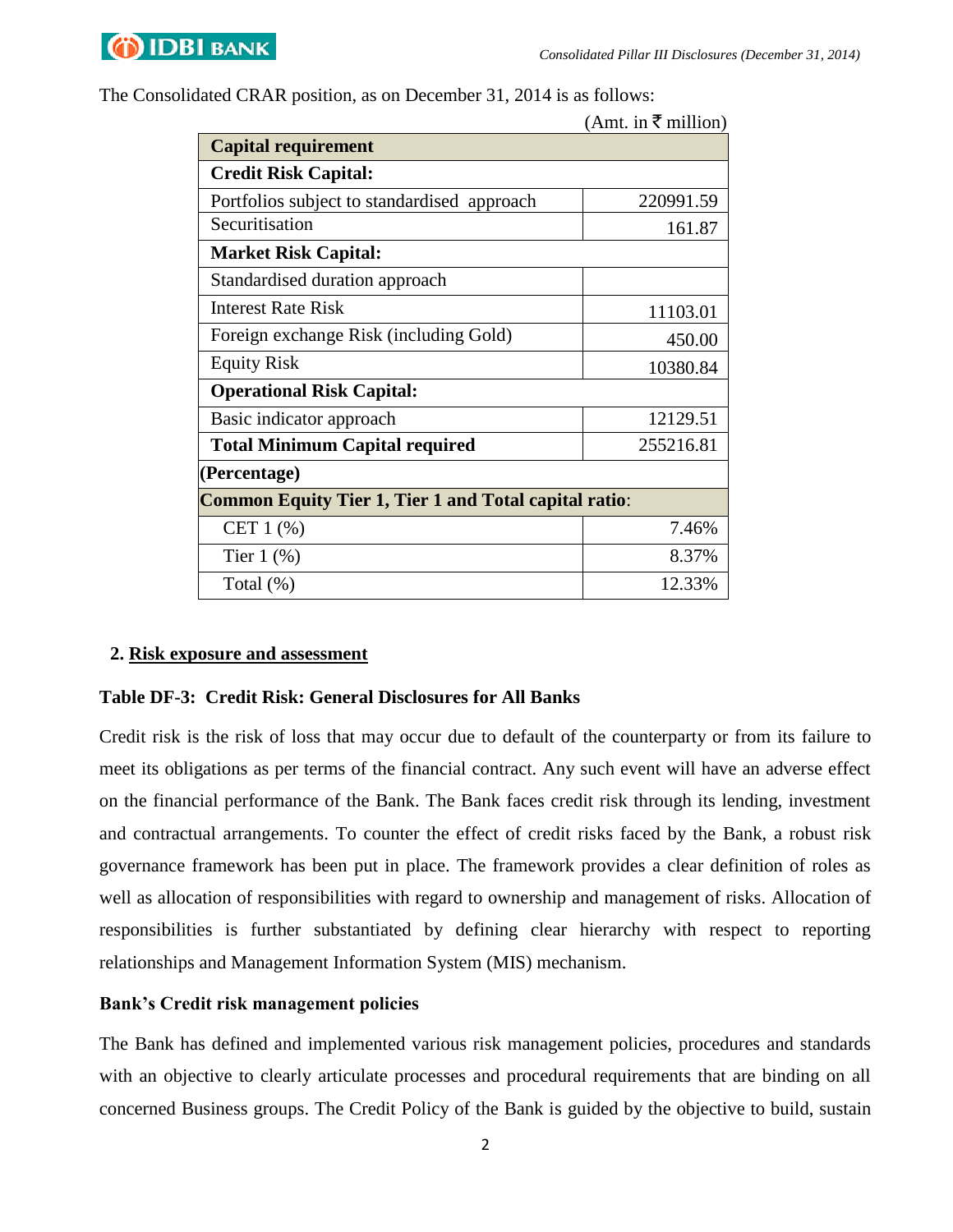The Consolidated CRAR position, as on December 31, 2014 is as follows:

(Amt. in ₹ million)

| **Capital requirement** | |
|---|---|
| **Credit Risk Capital:** | |
| Portfolios subject to standardised approach | 220991.59 |
| Securitisation | 161.87 |
| **Market Risk Capital:** | |
| Standardised duration approach | |
| Interest Rate Risk | 11103.01 |
| Foreign exchange Risk (including Gold) | 450.00 |
| Equity Risk | 10380.84 |
| **Operational Risk Capital:** | |
| Basic indicator approach | 12129.51 |
| **Total Minimum Capital required** | 255216.81 |
| **(Percentage)** | |
| **Common Equity Tier 1, Tier 1 and Total capital ratio**: | |
| CET 1 (%) | 7.46% |
| Tier 1 (%) | 8.37% |
| Total (%) | 12.33% |

## 2. Risk exposure and assessment

### Table DF-3: Credit Risk: General Disclosures for All Banks

Credit risk is the risk of loss that may occur due to default of the counterparty or from its failure to meet its obligations as per terms of the financial contract. Any such event will have an adverse effect on the financial performance of the Bank. The Bank faces credit risk through its lending, investment and contractual arrangements. To counter the effect of credit risks faced by the Bank, a robust risk governance framework has been put in place. The framework provides a clear definition of roles as well as allocation of responsibilities with regard to ownership and management of risks. Allocation of responsibilities is further substantiated by defining clear hierarchy with respect to reporting relationships and Management Information System (MIS) mechanism.

**Bank's Credit risk management policies**

The Bank has defined and implemented various risk management policies, procedures and standards with an objective to clearly articulate processes and procedural requirements that are binding on all concerned Business groups. The Credit Policy of the Bank is guided by the objective to build, sustain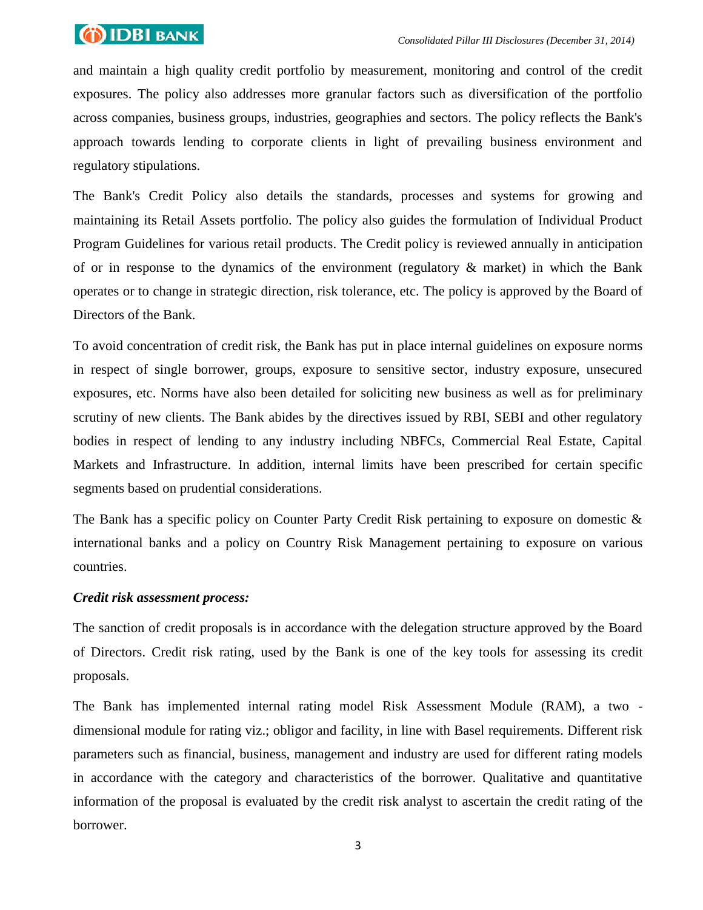and maintain a high quality credit portfolio by measurement, monitoring and control of the credit exposures. The policy also addresses more granular factors such as diversification of the portfolio across companies, business groups, industries, geographies and sectors. The policy reflects the Bank's approach towards lending to corporate clients in light of prevailing business environment and regulatory stipulations.

The Bank's Credit Policy also details the standards, processes and systems for growing and maintaining its Retail Assets portfolio. The policy also guides the formulation of Individual Product Program Guidelines for various retail products. The Credit policy is reviewed annually in anticipation of or in response to the dynamics of the environment (regulatory & market) in which the Bank operates or to change in strategic direction, risk tolerance, etc. The policy is approved by the Board of Directors of the Bank.

To avoid concentration of credit risk, the Bank has put in place internal guidelines on exposure norms in respect of single borrower, groups, exposure to sensitive sector, industry exposure, unsecured exposures, etc. Norms have also been detailed for soliciting new business as well as for preliminary scrutiny of new clients. The Bank abides by the directives issued by RBI, SEBI and other regulatory bodies in respect of lending to any industry including NBFCs, Commercial Real Estate, Capital Markets and Infrastructure. In addition, internal limits have been prescribed for certain specific segments based on prudential considerations.

The Bank has a specific policy on Counter Party Credit Risk pertaining to exposure on domestic & international banks and a policy on Country Risk Management pertaining to exposure on various countries.

***Credit risk assessment process:***

The sanction of credit proposals is in accordance with the delegation structure approved by the Board of Directors. Credit risk rating, used by the Bank is one of the key tools for assessing its credit proposals.

The Bank has implemented internal rating model Risk Assessment Module (RAM), a two - dimensional module for rating viz.; obligor and facility, in line with Basel requirements. Different risk parameters such as financial, business, management and industry are used for different rating models in accordance with the category and characteristics of the borrower. Qualitative and quantitative information of the proposal is evaluated by the credit risk analyst to ascertain the credit rating of the borrower.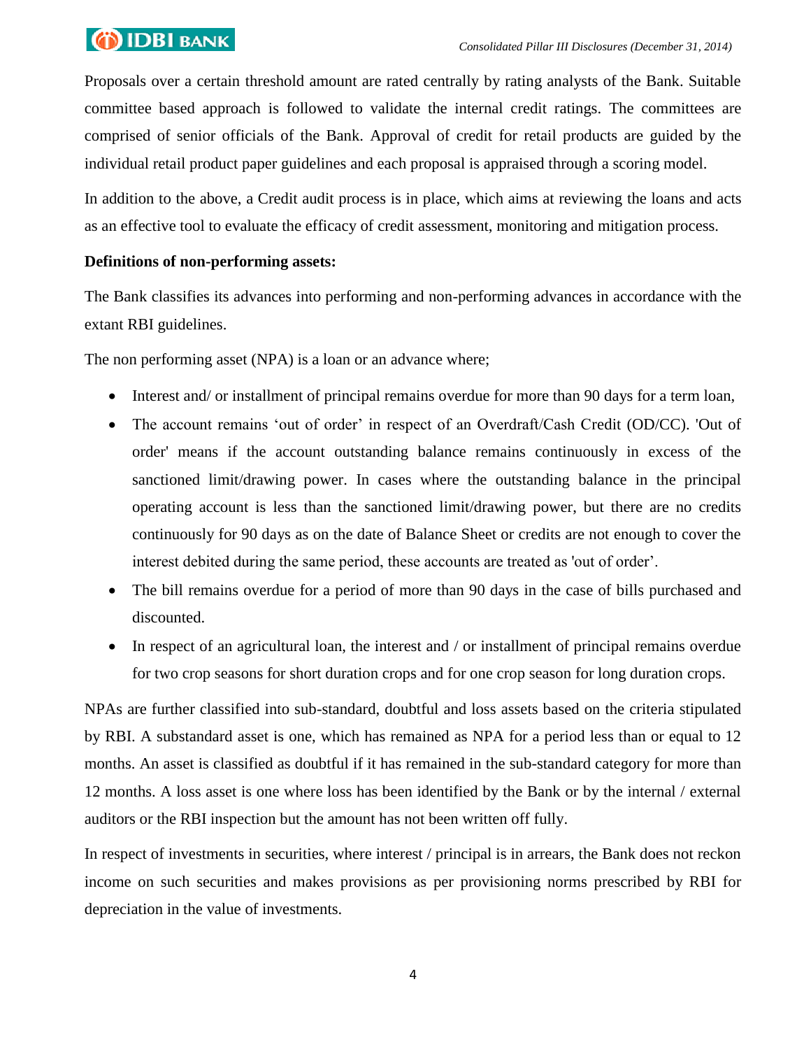Proposals over a certain threshold amount are rated centrally by rating analysts of the Bank. Suitable committee based approach is followed to validate the internal credit ratings. The committees are comprised of senior officials of the Bank. Approval of credit for retail products are guided by the individual retail product paper guidelines and each proposal is appraised through a scoring model.

In addition to the above, a Credit audit process is in place, which aims at reviewing the loans and acts as an effective tool to evaluate the efficacy of credit assessment, monitoring and mitigation process.

**Definitions of non-performing assets:**

The Bank classifies its advances into performing and non-performing advances in accordance with the extant RBI guidelines.

The non performing asset (NPA) is a loan or an advance where;

- Interest and/ or installment of principal remains overdue for more than 90 days for a term loan,
- The account remains 'out of order' in respect of an Overdraft/Cash Credit (OD/CC). 'Out of order' means if the account outstanding balance remains continuously in excess of the sanctioned limit/drawing power. In cases where the outstanding balance in the principal operating account is less than the sanctioned limit/drawing power, but there are no credits continuously for 90 days as on the date of Balance Sheet or credits are not enough to cover the interest debited during the same period, these accounts are treated as 'out of order'.
- The bill remains overdue for a period of more than 90 days in the case of bills purchased and discounted.
- In respect of an agricultural loan, the interest and / or installment of principal remains overdue for two crop seasons for short duration crops and for one crop season for long duration crops.

NPAs are further classified into sub-standard, doubtful and loss assets based on the criteria stipulated by RBI. A substandard asset is one, which has remained as NPA for a period less than or equal to 12 months. An asset is classified as doubtful if it has remained in the sub-standard category for more than 12 months. A loss asset is one where loss has been identified by the Bank or by the internal / external auditors or the RBI inspection but the amount has not been written off fully.

In respect of investments in securities, where interest / principal is in arrears, the Bank does not reckon income on such securities and makes provisions as per provisioning norms prescribed by RBI for depreciation in the value of investments.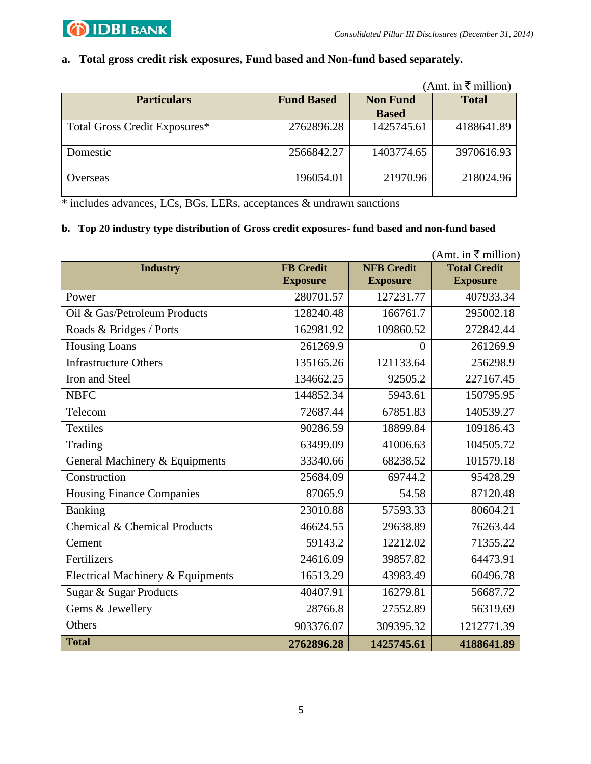### a. Total gross credit risk exposures, Fund based and Non-fund based separately.

(Amt. in ₹ million)

| Particulars | Fund Based | Non Fund Based | Total |
|---|---|---|---|
| Total Gross Credit Exposures* | 2762896.28 | 1425745.61 | 4188641.89 |
| Domestic | 2566842.27 | 1403774.65 | 3970616.93 |
| Overseas | 196054.01 | 21970.96 | 218024.96 |

* includes advances, LCs, BGs, LERs, acceptances & undrawn sanctions

### b. Top 20 industry type distribution of Gross credit exposures- fund based and non-fund based

(Amt. in ₹ million)

| Industry | FB Credit Exposure | NFB Credit Exposure | Total Credit Exposure |
|---|---|---|---|
| Power | 280701.57 | 127231.77 | 407933.34 |
| Oil & Gas/Petroleum Products | 128240.48 | 166761.7 | 295002.18 |
| Roads & Bridges / Ports | 162981.92 | 109860.52 | 272842.44 |
| Housing Loans | 261269.9 | 0 | 261269.9 |
| Infrastructure Others | 135165.26 | 121133.64 | 256298.9 |
| Iron and Steel | 134662.25 | 92505.2 | 227167.45 |
| NBFC | 144852.34 | 5943.61 | 150795.95 |
| Telecom | 72687.44 | 67851.83 | 140539.27 |
| Textiles | 90286.59 | 18899.84 | 109186.43 |
| Trading | 63499.09 | 41006.63 | 104505.72 |
| General Machinery & Equipments | 33340.66 | 68238.52 | 101579.18 |
| Construction | 25684.09 | 69744.2 | 95428.29 |
| Housing Finance Companies | 87065.9 | 54.58 | 87120.48 |
| Banking | 23010.88 | 57593.33 | 80604.21 |
| Chemical & Chemical Products | 46624.55 | 29638.89 | 76263.44 |
| Cement | 59143.2 | 12212.02 | 71355.22 |
| Fertilizers | 24616.09 | 39857.82 | 64473.91 |
| Electrical Machinery & Equipments | 16513.29 | 43983.49 | 60496.78 |
| Sugar & Sugar Products | 40407.91 | 16279.81 | 56687.72 |
| Gems & Jewellery | 28766.8 | 27552.89 | 56319.69 |
| Others | 903376.07 | 309395.32 | 1212771.39 |
| **Total** | **2762896.28** | **1425745.61** | **4188641.89** |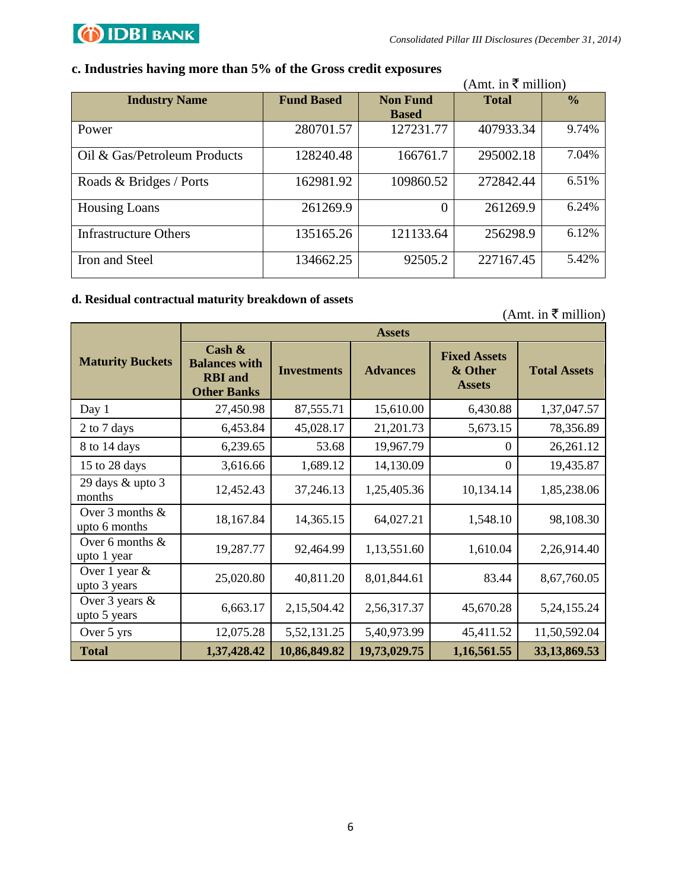### c. Industries having more than 5% of the Gross credit exposures

(Amt. in ₹ million)

| Industry Name | Fund Based | Non Fund Based | Total | % |
|---|---|---|---|---|
| Power | 280701.57 | 127231.77 | 407933.34 | 9.74% |
| Oil & Gas/Petroleum Products | 128240.48 | 166761.7 | 295002.18 | 7.04% |
| Roads & Bridges / Ports | 162981.92 | 109860.52 | 272842.44 | 6.51% |
| Housing Loans | 261269.9 | 0 | 261269.9 | 6.24% |
| Infrastructure Others | 135165.26 | 121133.64 | 256298.9 | 6.12% |
| Iron and Steel | 134662.25 | 92505.2 | 227167.45 | 5.42% |

### d. Residual contractual maturity breakdown of assets

(Amt. in ₹ million)

| Maturity Buckets | Assets | | | | |
|---|---|---|---|---|---|
| | Cash & Balances with RBI and Other Banks | Investments | Advances | Fixed Assets & Other Assets | Total Assets |
| Day 1 | 27,450.98 | 87,555.71 | 15,610.00 | 6,430.88 | 1,37,047.57 |
| 2 to 7 days | 6,453.84 | 45,028.17 | 21,201.73 | 5,673.15 | 78,356.89 |
| 8 to 14 days | 6,239.65 | 53.68 | 19,967.79 | 0 | 26,261.12 |
| 15 to 28 days | 3,616.66 | 1,689.12 | 14,130.09 | 0 | 19,435.87 |
| 29 days & upto 3 months | 12,452.43 | 37,246.13 | 1,25,405.36 | 10,134.14 | 1,85,238.06 |
| Over 3 months & upto 6 months | 18,167.84 | 14,365.15 | 64,027.21 | 1,548.10 | 98,108.30 |
| Over 6 months & upto 1 year | 19,287.77 | 92,464.99 | 1,13,551.60 | 1,610.04 | 2,26,914.40 |
| Over 1 year & upto 3 years | 25,020.80 | 40,811.20 | 8,01,844.61 | 83.44 | 8,67,760.05 |
| Over 3 years & upto 5 years | 6,663.17 | 2,15,504.42 | 2,56,317.37 | 45,670.28 | 5,24,155.24 |
| Over 5 yrs | 12,075.28 | 5,52,131.25 | 5,40,973.99 | 45,411.52 | 11,50,592.04 |
| **Total** | **1,37,428.42** | **10,86,849.82** | **19,73,029.75** | **1,16,561.55** | **33,13,869.53** |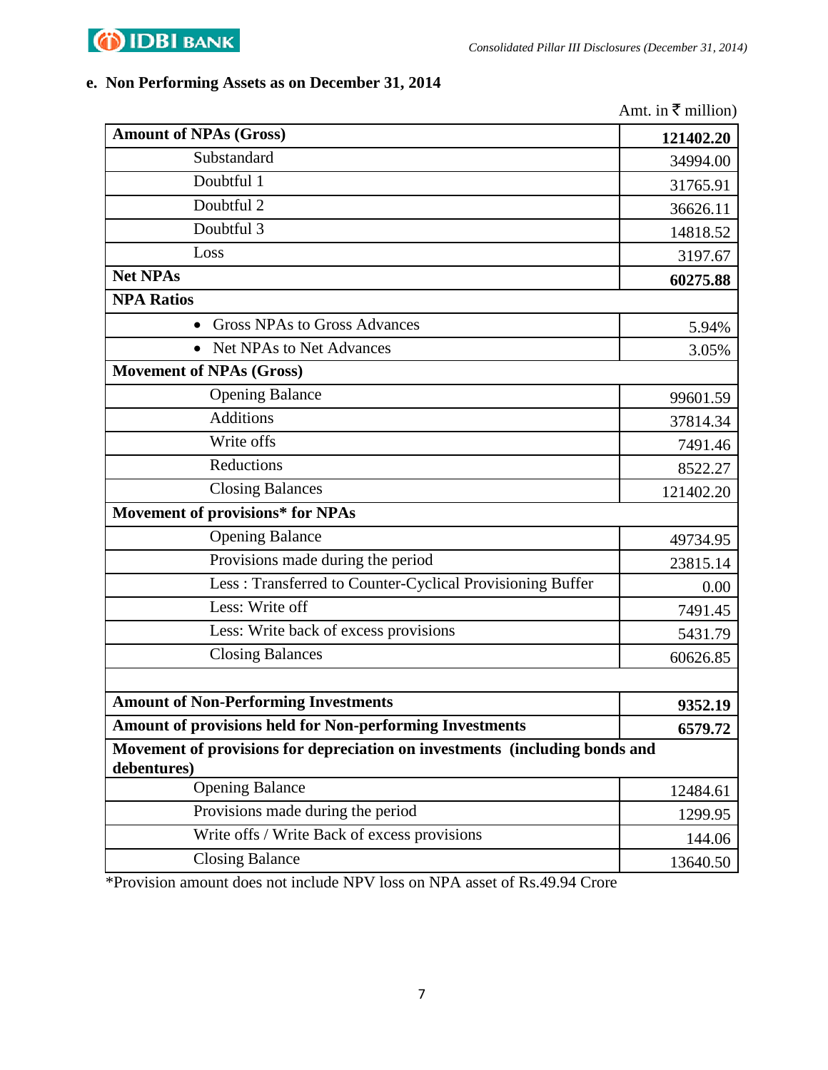### e. Non Performing Assets as on December 31, 2014

Amt. in ₹ million)

| | |
|---|---|
| **Amount of NPAs (Gross)** | **121402.20** |
| Substandard | 34994.00 |
| Doubtful 1 | 31765.91 |
| Doubtful 2 | 36626.11 |
| Doubtful 3 | 14818.52 |
| Loss | 3197.67 |
| **Net NPAs** | **60275.88** |
| **NPA Ratios** | |
| • Gross NPAs to Gross Advances | 5.94% |
| • Net NPAs to Net Advances | 3.05% |
| **Movement of NPAs (Gross)** | |
| Opening Balance | 99601.59 |
| Additions | 37814.34 |
| Write offs | 7491.46 |
| Reductions | 8522.27 |
| Closing Balances | 121402.20 |
| **Movement of provisions\* for NPAs** | |
| Opening Balance | 49734.95 |
| Provisions made during the period | 23815.14 |
| Less : Transferred to Counter-Cyclical Provisioning Buffer | 0.00 |
| Less: Write off | 7491.45 |
| Less: Write back of excess provisions | 5431.79 |
| Closing Balances | 60626.85 |
| | |
| **Amount of Non-Performing Investments** | **9352.19** |
| **Amount of provisions held for Non-performing Investments** | **6579.72** |
| **Movement of provisions for depreciation on investments (including bonds and debentures)** | |
| Opening Balance | 12484.61 |
| Provisions made during the period | 1299.95 |
| Write offs / Write Back of excess provisions | 144.06 |
| Closing Balance | 13640.50 |

*Provision amount does not include NPV loss on NPA asset of Rs.49.94 Crore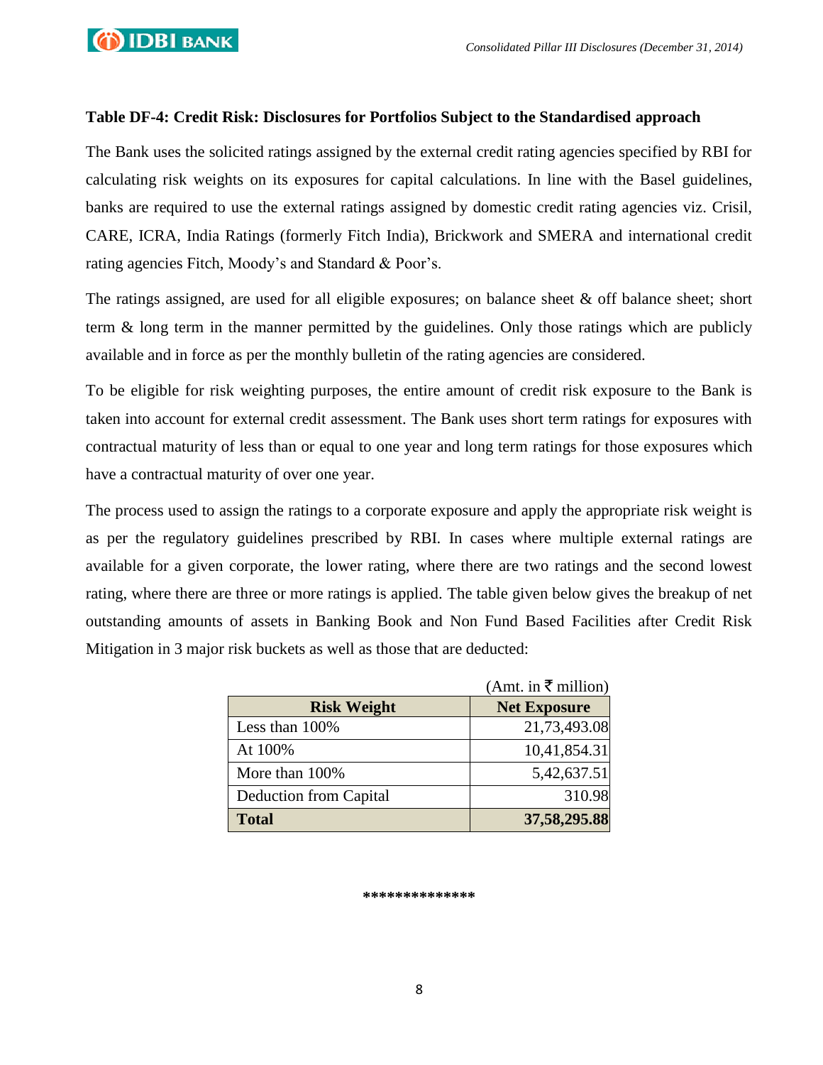## Table DF-4: Credit Risk: Disclosures for Portfolios Subject to the Standardised approach

The Bank uses the solicited ratings assigned by the external credit rating agencies specified by RBI for calculating risk weights on its exposures for capital calculations. In line with the Basel guidelines, banks are required to use the external ratings assigned by domestic credit rating agencies viz. Crisil, CARE, ICRA, India Ratings (formerly Fitch India), Brickwork and SMERA and international credit rating agencies Fitch, Moody's and Standard & Poor's.

The ratings assigned, are used for all eligible exposures; on balance sheet & off balance sheet; short term & long term in the manner permitted by the guidelines. Only those ratings which are publicly available and in force as per the monthly bulletin of the rating agencies are considered.

To be eligible for risk weighting purposes, the entire amount of credit risk exposure to the Bank is taken into account for external credit assessment. The Bank uses short term ratings for exposures with contractual maturity of less than or equal to one year and long term ratings for those exposures which have a contractual maturity of over one year.

The process used to assign the ratings to a corporate exposure and apply the appropriate risk weight is as per the regulatory guidelines prescribed by RBI. In cases where multiple external ratings are available for a given corporate, the lower rating, where there are two ratings and the second lowest rating, where there are three or more ratings is applied. The table given below gives the breakup of net outstanding amounts of assets in Banking Book and Non Fund Based Facilities after Credit Risk Mitigation in 3 major risk buckets as well as those that are deducted:

(Amt. in ₹ million)

| Risk Weight | Net Exposure |
|---|---|
| Less than 100% | 21,73,493.08 |
| At 100% | 10,41,854.31 |
| More than 100% | 5,42,637.51 |
| Deduction from Capital | 310.98 |
| **Total** | **37,58,295.88** |

**************